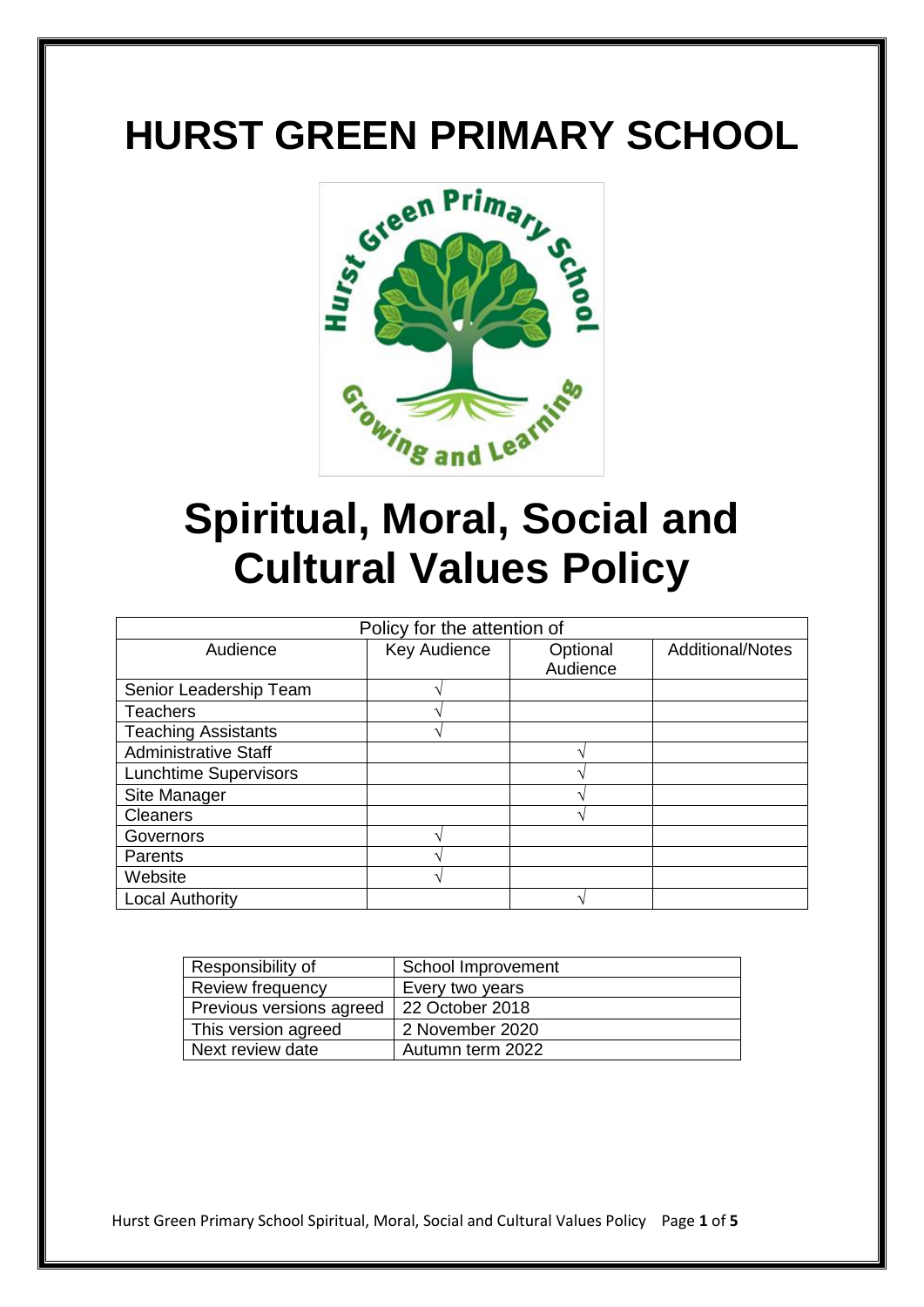# HURST GREEN PRIMARY SCHOOL

# Spiritual, Moral, Social and Cultural Values Policy

| Policy for the attention of | | | |
|---|---|---|---|
| Audience | Key Audience | Optional Audience | Additional/Notes |
| Senior Leadership Team | √ | | |
| Teachers | √ | | |
| Teaching Assistants | √ | | |
| Administrative Staff | | √ | |
| Lunchtime Supervisors | | √ | |
| Site Manager | | √ | |
| Cleaners | | √ | |
| Governors | √ | | |
| Parents | √ | | |
| Website | √ | | |
| Local Authority | | √ | |

| Responsibility of | School Improvement |
|---|---|
| Review frequency | Every two years |
| Previous versions agreed | 22 October 2018 |
| This version agreed | 2 November 2020 |
| Next review date | Autumn term 2022 |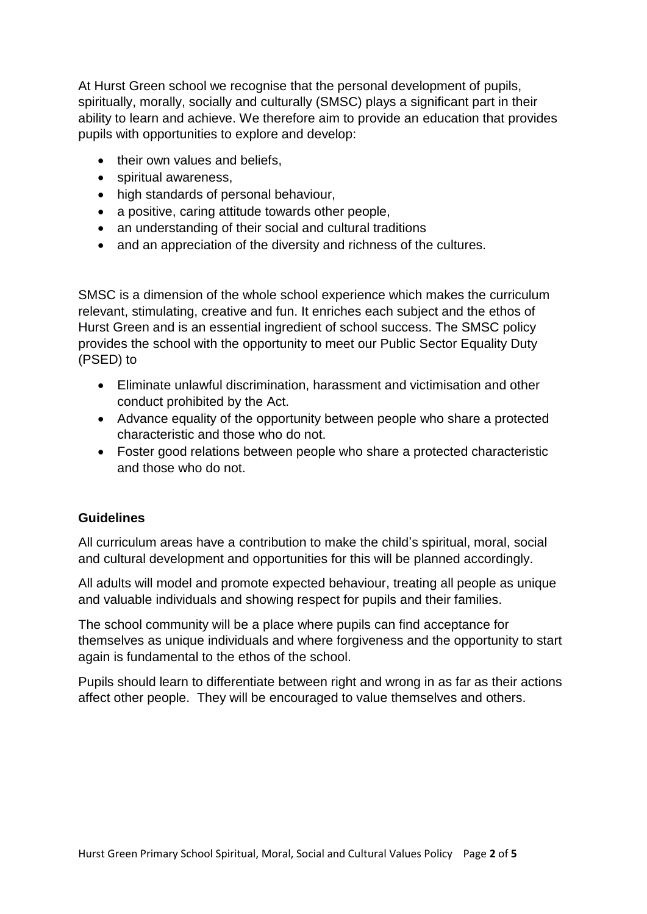At Hurst Green school we recognise that the personal development of pupils, spiritually, morally, socially and culturally (SMSC) plays a significant part in their ability to learn and achieve. We therefore aim to provide an education that provides pupils with opportunities to explore and develop:

- their own values and beliefs,
- spiritual awareness,
- high standards of personal behaviour,
- a positive, caring attitude towards other people,
- an understanding of their social and cultural traditions
- and an appreciation of the diversity and richness of the cultures.

SMSC is a dimension of the whole school experience which makes the curriculum relevant, stimulating, creative and fun. It enriches each subject and the ethos of Hurst Green and is an essential ingredient of school success. The SMSC policy provides the school with the opportunity to meet our Public Sector Equality Duty (PSED) to

- Eliminate unlawful discrimination, harassment and victimisation and other conduct prohibited by the Act.
- Advance equality of the opportunity between people who share a protected characteristic and those who do not.
- Foster good relations between people who share a protected characteristic and those who do not.

**Guidelines**

All curriculum areas have a contribution to make the child's spiritual, moral, social and cultural development and opportunities for this will be planned accordingly.

All adults will model and promote expected behaviour, treating all people as unique and valuable individuals and showing respect for pupils and their families.

The school community will be a place where pupils can find acceptance for themselves as unique individuals and where forgiveness and the opportunity to start again is fundamental to the ethos of the school.

Pupils should learn to differentiate between right and wrong in as far as their actions affect other people. They will be encouraged to value themselves and others.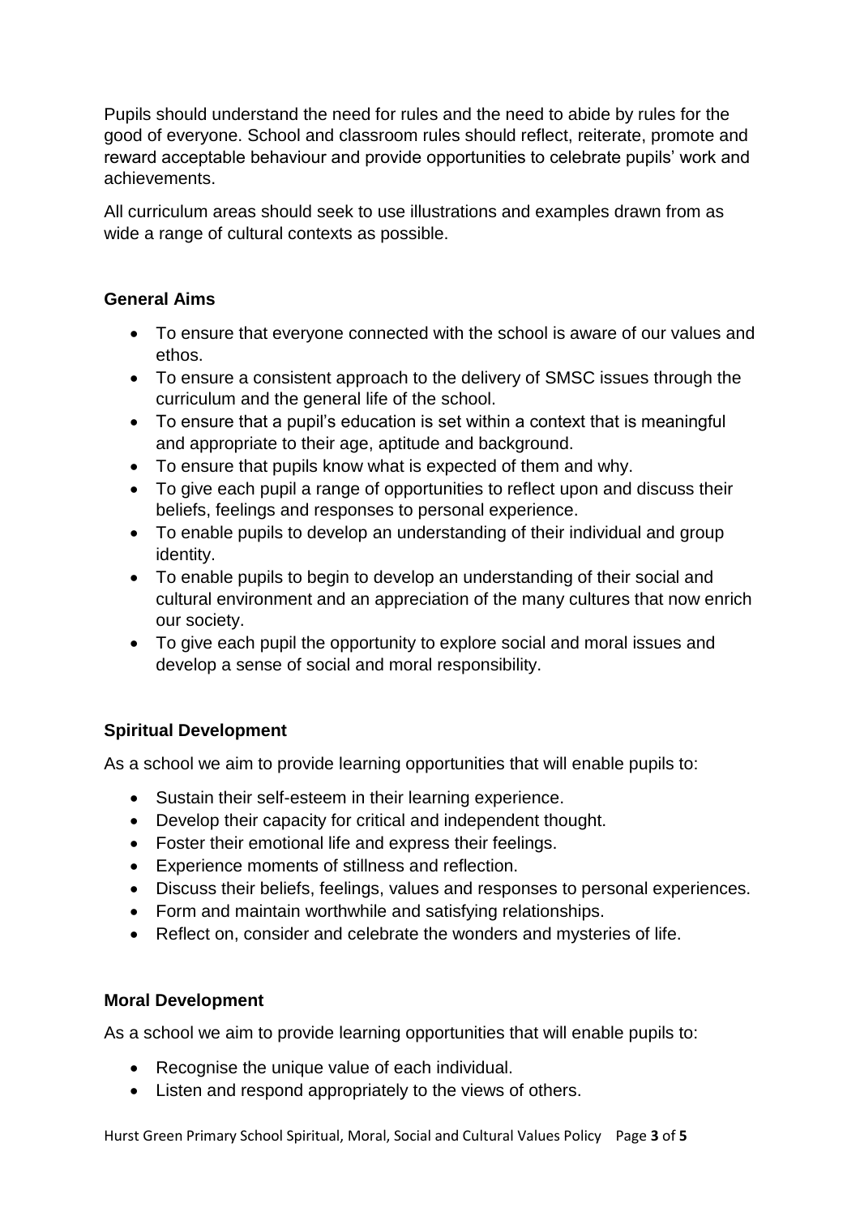Pupils should understand the need for rules and the need to abide by rules for the good of everyone. School and classroom rules should reflect, reiterate, promote and reward acceptable behaviour and provide opportunities to celebrate pupils' work and achievements.

All curriculum areas should seek to use illustrations and examples drawn from as wide a range of cultural contexts as possible.

**General Aims**

- To ensure that everyone connected with the school is aware of our values and ethos.
- To ensure a consistent approach to the delivery of SMSC issues through the curriculum and the general life of the school.
- To ensure that a pupil's education is set within a context that is meaningful and appropriate to their age, aptitude and background.
- To ensure that pupils know what is expected of them and why.
- To give each pupil a range of opportunities to reflect upon and discuss their beliefs, feelings and responses to personal experience.
- To enable pupils to develop an understanding of their individual and group identity.
- To enable pupils to begin to develop an understanding of their social and cultural environment and an appreciation of the many cultures that now enrich our society.
- To give each pupil the opportunity to explore social and moral issues and develop a sense of social and moral responsibility.

**Spiritual Development**

As a school we aim to provide learning opportunities that will enable pupils to:

- Sustain their self-esteem in their learning experience.
- Develop their capacity for critical and independent thought.
- Foster their emotional life and express their feelings.
- Experience moments of stillness and reflection.
- Discuss their beliefs, feelings, values and responses to personal experiences.
- Form and maintain worthwhile and satisfying relationships.
- Reflect on, consider and celebrate the wonders and mysteries of life.

**Moral Development**

As a school we aim to provide learning opportunities that will enable pupils to:

- Recognise the unique value of each individual.
- Listen and respond appropriately to the views of others.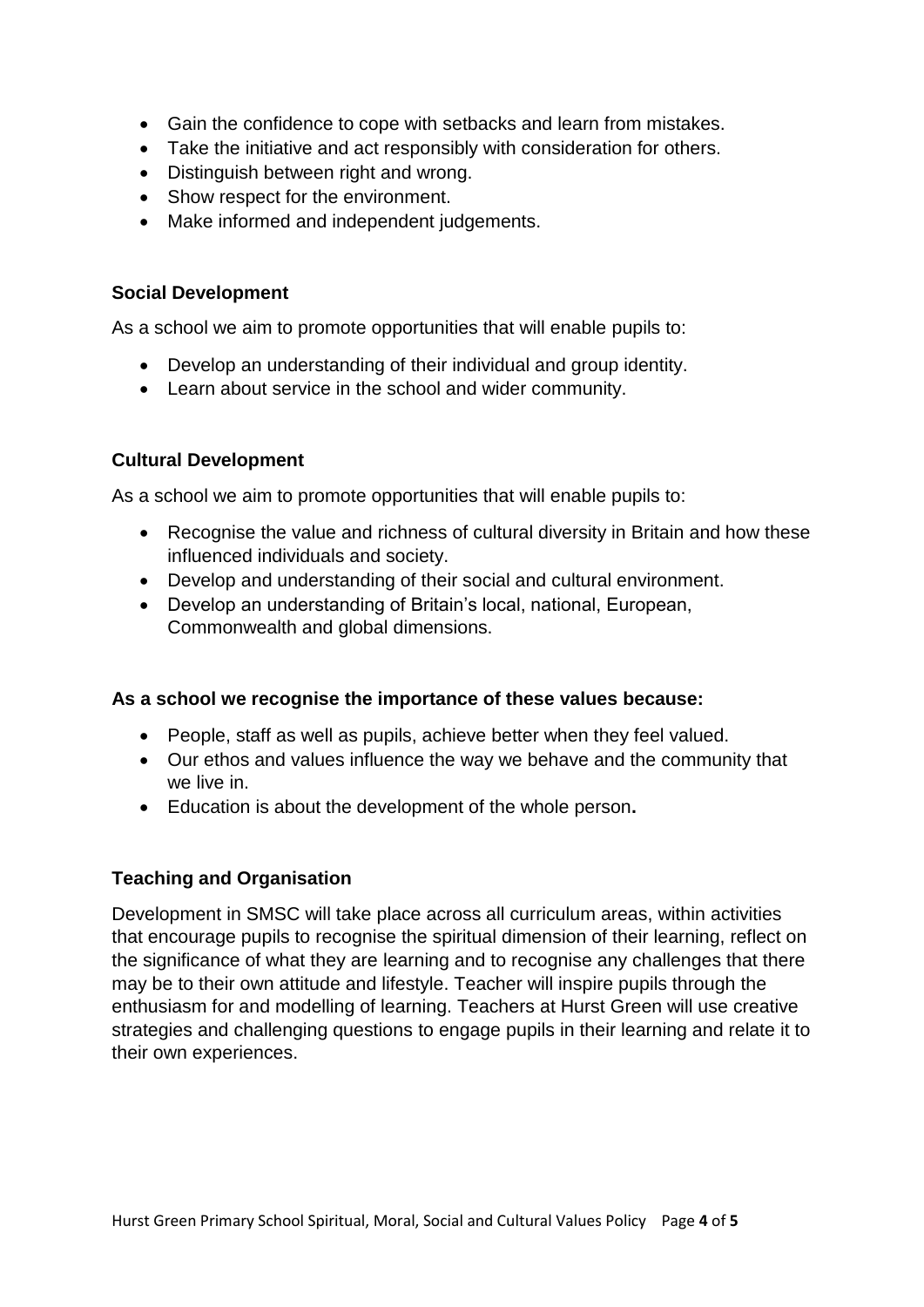- Gain the confidence to cope with setbacks and learn from mistakes.
- Take the initiative and act responsibly with consideration for others.
- Distinguish between right and wrong.
- Show respect for the environment.
- Make informed and independent judgements.

**Social Development**

As a school we aim to promote opportunities that will enable pupils to:

- Develop an understanding of their individual and group identity.
- Learn about service in the school and wider community.

**Cultural Development**

As a school we aim to promote opportunities that will enable pupils to:

- Recognise the value and richness of cultural diversity in Britain and how these influenced individuals and society.
- Develop and understanding of their social and cultural environment.
- Develop an understanding of Britain's local, national, European, Commonwealth and global dimensions.

**As a school we recognise the importance of these values because:**

- People, staff as well as pupils, achieve better when they feel valued.
- Our ethos and values influence the way we behave and the community that we live in.
- Education is about the development of the whole person**.**

**Teaching and Organisation**

Development in SMSC will take place across all curriculum areas, within activities that encourage pupils to recognise the spiritual dimension of their learning, reflect on the significance of what they are learning and to recognise any challenges that there may be to their own attitude and lifestyle. Teacher will inspire pupils through the enthusiasm for and modelling of learning. Teachers at Hurst Green will use creative strategies and challenging questions to engage pupils in their learning and relate it to their own experiences.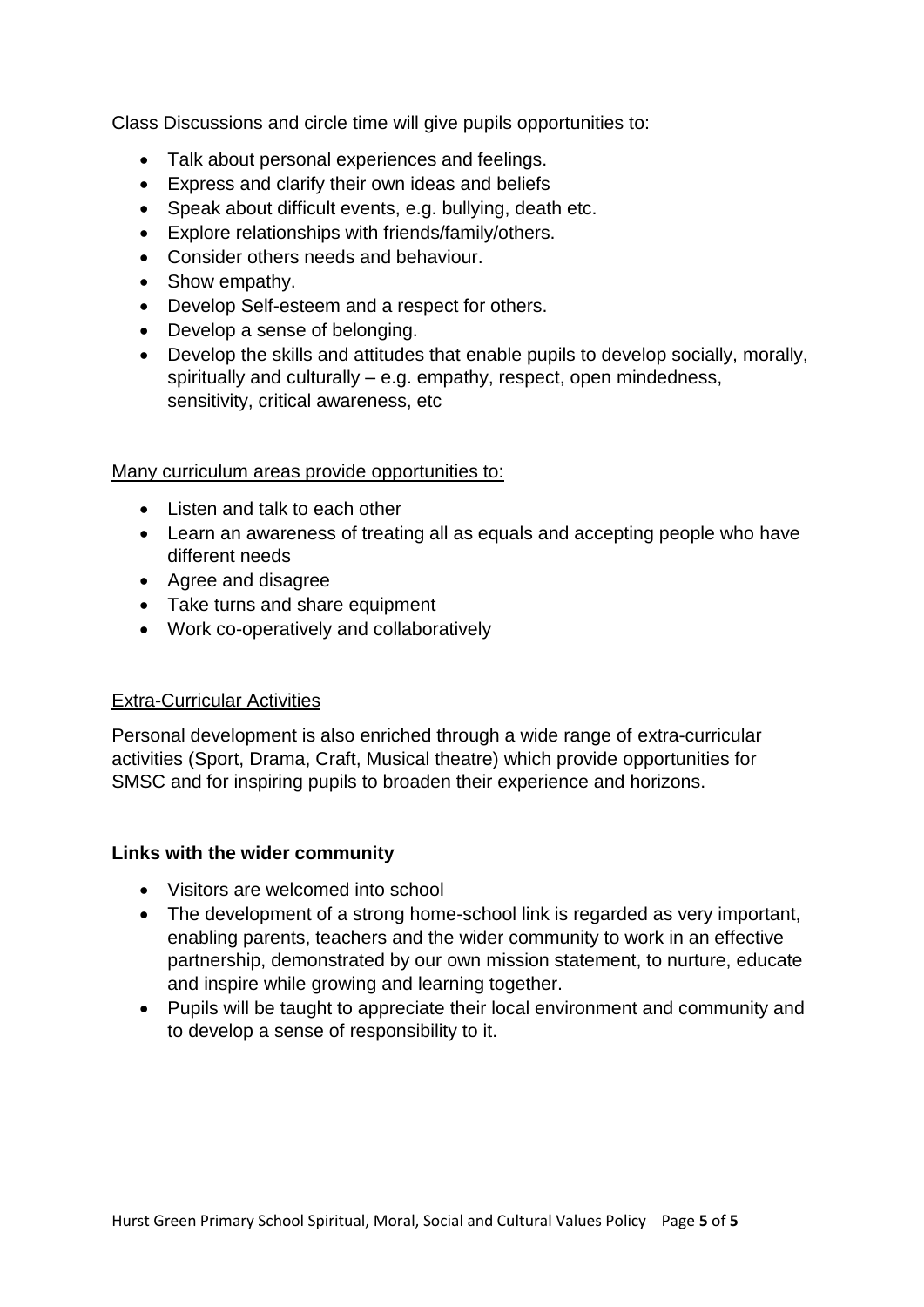Class Discussions and circle time will give pupils opportunities to:

- Talk about personal experiences and feelings.
- Express and clarify their own ideas and beliefs
- Speak about difficult events, e.g. bullying, death etc.
- Explore relationships with friends/family/others.
- Consider others needs and behaviour.
- Show empathy.
- Develop Self-esteem and a respect for others.
- Develop a sense of belonging.
- Develop the skills and attitudes that enable pupils to develop socially, morally, spiritually and culturally – e.g. empathy, respect, open mindedness, sensitivity, critical awareness, etc

Many curriculum areas provide opportunities to:

- Listen and talk to each other
- Learn an awareness of treating all as equals and accepting people who have different needs
- Agree and disagree
- Take turns and share equipment
- Work co-operatively and collaboratively

Extra-Curricular Activities

Personal development is also enriched through a wide range of extra-curricular activities (Sport, Drama, Craft, Musical theatre) which provide opportunities for SMSC and for inspiring pupils to broaden their experience and horizons.

**Links with the wider community**

- Visitors are welcomed into school
- The development of a strong home-school link is regarded as very important, enabling parents, teachers and the wider community to work in an effective partnership, demonstrated by our own mission statement, to nurture, educate and inspire while growing and learning together.
- Pupils will be taught to appreciate their local environment and community and to develop a sense of responsibility to it.